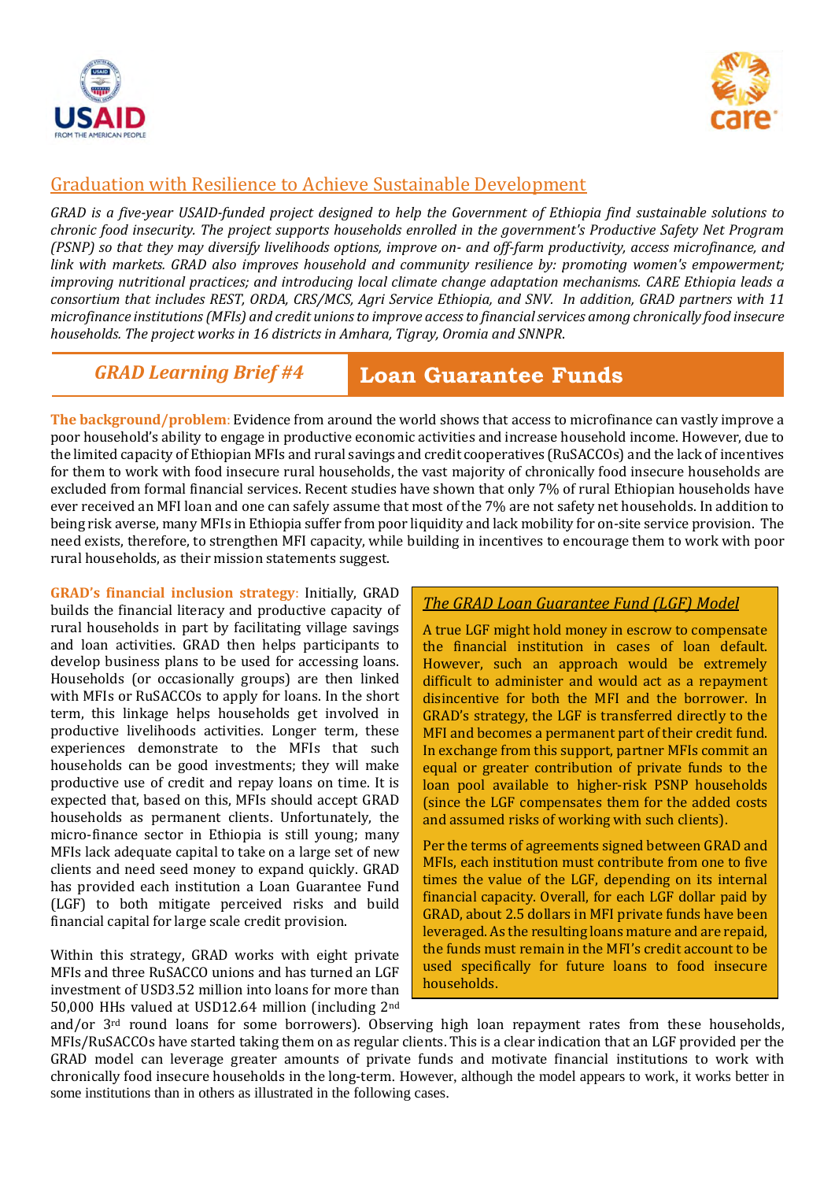# Graduation with Resilience to Achieve Sustainable Development

*GRAD is a five-year USAID-funded project designed to help the Government of Ethiopia find sustainable solutions to chronic food insecurity. The project supports households enrolled in the government's Productive Safety Net Program (PSNP) so that they may diversify livelihoods options, improve on- and off-farm productivity, access microfinance, and link with markets. GRAD also improves household and community resilience by: promoting women's empowerment; improving nutritional practices; and introducing local climate change adaptation mechanisms. CARE Ethiopia leads a consortium that includes REST, ORDA, CRS/MCS, Agri Service Ethiopia, and SNV. In addition, GRAD partners with 11 microfinance institutions (MFIs) and credit unions to improve access to financial services among chronically food insecure households. The project works in 16 districts in Amhara, Tigray, Oromia and SNNPR.*

## *GRAD Learning Brief #4* — Loan Guarantee Funds

**The background/problem**: Evidence from around the world shows that access to microfinance can vastly improve a poor household's ability to engage in productive economic activities and increase household income. However, due to the limited capacity of Ethiopian MFIs and rural savings and credit cooperatives (RuSACCOs) and the lack of incentives for them to work with food insecure rural households, the vast majority of chronically food insecure households are excluded from formal financial services. Recent studies have shown that only 7% of rural Ethiopian households have ever received an MFI loan and one can safely assume that most of the 7% are not safety net households. In addition to being risk averse, many MFIs in Ethiopia suffer from poor liquidity and lack mobility for on-site service provision. The need exists, therefore, to strengthen MFI capacity, while building in incentives to encourage them to work with poor rural households, as their mission statements suggest.

**GRAD's financial inclusion strategy**: Initially, GRAD builds the financial literacy and productive capacity of rural households in part by facilitating village savings and loan activities. GRAD then helps participants to develop business plans to be used for accessing loans. Households (or occasionally groups) are then linked with MFIs or RuSACCOs to apply for loans. In the short term, this linkage helps households get involved in productive livelihoods activities. Longer term, these experiences demonstrate to the MFIs that such households can be good investments; they will make productive use of credit and repay loans on time. It is expected that, based on this, MFIs should accept GRAD households as permanent clients. Unfortunately, the micro-finance sector in Ethiopia is still young; many MFIs lack adequate capital to take on a large set of new clients and need seed money to expand quickly. GRAD has provided each institution a Loan Guarantee Fund (LGF) to both mitigate perceived risks and build financial capital for large scale credit provision.

Within this strategy, GRAD works with eight private MFIs and three RuSACCO unions and has turned an LGF investment of USD3.52 million into loans for more than 50,000 HHs valued at USD12.64 million (including 2nd and/or 3rd round loans for some borrowers). Observing high loan repayment rates from these households, MFIs/RuSACCOs have started taking them on as regular clients. This is a clear indication that an LGF provided per the GRAD model can leverage greater amounts of private funds and motivate financial institutions to work with chronically food insecure households in the long-term. However, although the model appears to work, it works better in some institutions than in others as illustrated in the following cases.

### *The GRAD Loan Guarantee Fund (LGF) Model*

A true LGF might hold money in escrow to compensate the financial institution in cases of loan default. However, such an approach would be extremely difficult to administer and would act as a repayment disincentive for both the MFI and the borrower. In GRAD's strategy, the LGF is transferred directly to the MFI and becomes a permanent part of their credit fund. In exchange from this support, partner MFIs commit an equal or greater contribution of private funds to the loan pool available to higher-risk PSNP households (since the LGF compensates them for the added costs and assumed risks of working with such clients).

Per the terms of agreements signed between GRAD and MFIs, each institution must contribute from one to five times the value of the LGF, depending on its internal financial capacity. Overall, for each LGF dollar paid by GRAD, about 2.5 dollars in MFI private funds have been leveraged. As the resulting loans mature and are repaid, the funds must remain in the MFI's credit account to be used specifically for future loans to food insecure households.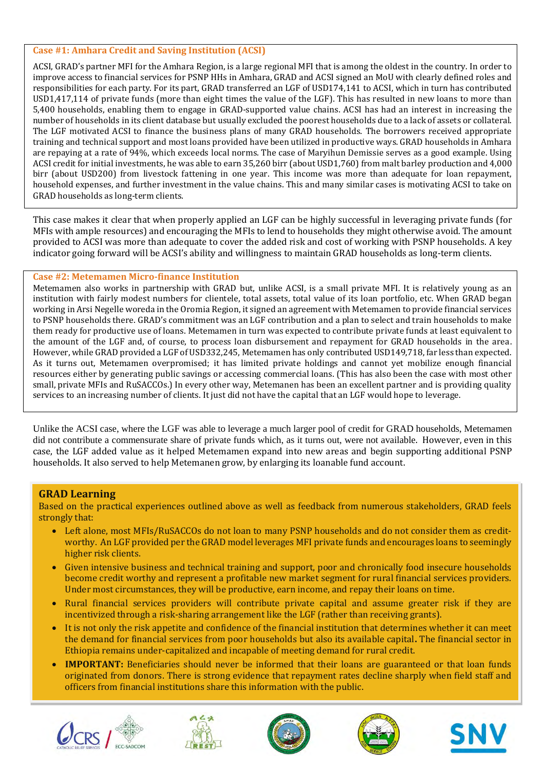**Case #1: Amhara Credit and Saving Institution (ACSI)**

ACSI, GRAD's partner MFI for the Amhara Region, is a large regional MFI that is among the oldest in the country. In order to improve access to financial services for PSNP HHs in Amhara, GRAD and ACSI signed an MoU with clearly defined roles and responsibilities for each party. For its part, GRAD transferred an LGF of USD174,141 to ACSI, which in turn has contributed USD1,417,114 of private funds (more than eight times the value of the LGF). This has resulted in new loans to more than 5,400 households, enabling them to engage in GRAD-supported value chains. ACSI has had an interest in increasing the number of households in its client database but usually excluded the poorest households due to a lack of assets or collateral. The LGF motivated ACSI to finance the business plans of many GRAD households. The borrowers received appropriate training and technical support and most loans provided have been utilized in productive ways. GRAD households in Amhara are repaying at a rate of 94%, which exceeds local norms. The case of Maryihun Demissie serves as a good example. Using ACSI credit for initial investments, he was able to earn 35,260 birr (about USD1,760) from malt barley production and 4,000 birr (about USD200) from livestock fattening in one year. This income was more than adequate for loan repayment, household expenses, and further investment in the value chains. This and many similar cases is motivating ACSI to take on GRAD households as long-term clients.

This case makes it clear that when properly applied an LGF can be highly successful in leveraging private funds (for MFIs with ample resources) and encouraging the MFIs to lend to households they might otherwise avoid. The amount provided to ACSI was more than adequate to cover the added risk and cost of working with PSNP households. A key indicator going forward will be ACSI's ability and willingness to maintain GRAD households as long-term clients.

**Case #2: Metemamen Micro-finance Institution**

Metemamen also works in partnership with GRAD but, unlike ACSI, is a small private MFI. It is relatively young as an institution with fairly modest numbers for clientele, total assets, total value of its loan portfolio, etc. When GRAD began working in Arsi Negelle woreda in the Oromia Region, it signed an agreement with Metemamen to provide financial services to PSNP households there. GRAD's commitment was an LGF contribution and a plan to select and train households to make them ready for productive use of loans. Metemamen in turn was expected to contribute private funds at least equivalent to the amount of the LGF and, of course, to process loan disbursement and repayment for GRAD households in the area. However, while GRAD provided a LGF of USD332,245, Metemamen has only contributed USD149,718, far less than expected. As it turns out, Metemamen overpromised; it has limited private holdings and cannot yet mobilize enough financial resources either by generating public savings or accessing commercial loans. (This has also been the case with most other small, private MFIs and RuSACCOs.) In every other way, Metemanen has been an excellent partner and is providing quality services to an increasing number of clients. It just did not have the capital that an LGF would hope to leverage.

Unlike the ACSI case, where the LGF was able to leverage a much larger pool of credit for GRAD households, Metemamen did not contribute a commensurate share of private funds which, as it turns out, were not available. However, even in this case, the LGF added value as it helped Metemamen expand into new areas and begin supporting additional PSNP households. It also served to help Metemanen grow, by enlarging its loanable fund account.

## GRAD Learning

Based on the practical experiences outlined above as well as feedback from numerous stakeholders, GRAD feels strongly that:

- Left alone, most MFIs/RuSACCOs do not loan to many PSNP households and do not consider them as credit-worthy. An LGF provided per the GRAD model leverages MFI private funds and encourages loans to seemingly higher risk clients.
- Given intensive business and technical training and support, poor and chronically food insecure households become credit worthy and represent a profitable new market segment for rural financial services providers. Under most circumstances, they will be productive, earn income, and repay their loans on time.
- Rural financial services providers will contribute private capital and assume greater risk if they are incentivized through a risk-sharing arrangement like the LGF (rather than receiving grants).
- It is not only the risk appetite and confidence of the financial institution that determines whether it can meet the demand for financial services from poor households but also its available capital**.** The financial sector in Ethiopia remains under-capitalized and incapable of meeting demand for rural credit.
- **IMPORTANT:** Beneficiaries should never be informed that their loans are guaranteed or that loan funds originated from donors. There is strong evidence that repayment rates decline sharply when field staff and officers from financial institutions share this information with the public.